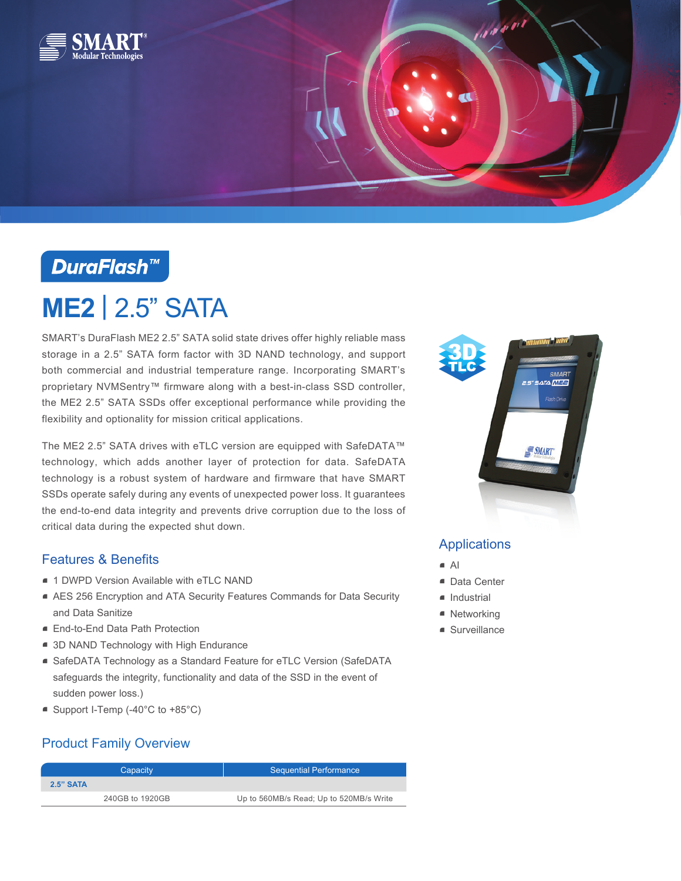SMART Modular Technologies

DuraFlash™

# ME2 | 2.5” SATA

SMART’s DuraFlash ME2 2.5” SATA solid state drives offer highly reliable mass storage in a 2.5” SATA form factor with 3D NAND technology, and support both commercial and industrial temperature range. Incorporating SMART’s proprietary NVMSentry™ firmware along with a best-in-class SSD controller, the ME2 2.5” SATA SSDs offer exceptional performance while providing the flexibility and optionality for mission critical applications.

The ME2 2.5” SATA drives with eTLC version are equipped with SafeDATA™ technology, which adds another layer of protection for data. SafeDATA technology is a robust system of hardware and firmware that have SMART SSDs operate safely during any events of unexpected power loss. It guarantees the end-to-end data integrity and prevents drive corruption due to the loss of critical data during the expected shut down.

## Features & Benefits

- 1 DWPD Version Available with eTLC NAND
- AES 256 Encryption and ATA Security Features Commands for Data Security and Data Sanitize
- End-to-End Data Path Protection
- 3D NAND Technology with High Endurance
- SafeDATA Technology as a Standard Feature for eTLC Version (SafeDATA safeguards the integrity, functionality and data of the SSD in the event of sudden power loss.)
- Support I-Temp (-40°C to +85°C)

## Applications

- AI
- Data Center
- Industrial
- Networking
- Surveillance

## Product Family Overview

| Capacity | Sequential Performance |
|---|---|
| **2.5” SATA** | |
| 240GB to 1920GB | Up to 560MB/s Read; Up to 520MB/s Write |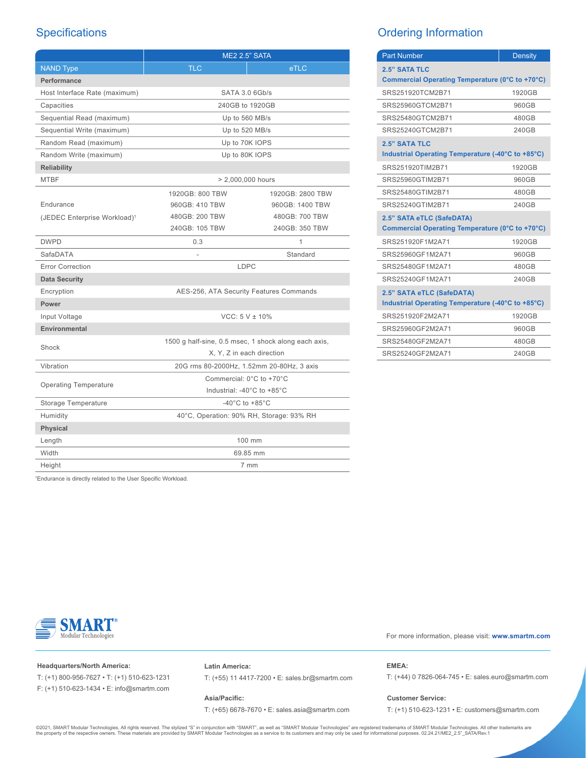## Specifications

| | ME2 2.5" SATA | |
|---|---|---|
| NAND Type | TLC | eTLC |
| **Performance** | | |
| Host Interface Rate (maximum) | SATA 3.0 6Gb/s | |
| Capacities | 240GB to 1920GB | |
| Sequential Read (maximum) | Up to 560 MB/s | |
| Sequential Write (maximum) | Up to 520 MB/s | |
| Random Read (maximum) | Up to 70K IOPS | |
| Random Write (maximum) | Up to 80K IOPS | |
| **Reliability** | | |
| MTBF | > 2,000,000 hours | |
| Endurance (JEDEC Enterprise Workload)[1] | 1920GB: 800 TBW<br>960GB: 410 TBW<br>480GB: 200 TBW<br>240GB: 105 TBW | 1920GB: 2800 TBW<br>960GB: 1400 TBW<br>480GB: 700 TBW<br>240GB: 350 TBW |
| DWPD | 0.3 | 1 |
| SafaDATA | - | Standard |
| Error Correction | LDPC | |
| **Data Security** | | |
| Encryption | AES-256, ATA Security Features Commands | |
| **Power** | | |
| Input Voltage | VCC: 5 V ± 10% | |
| **Environmental** | | |
| Shock | 1500 g half-sine, 0.5 msec, 1 shock along each axis, X, Y, Z in each direction | |
| Vibration | 20G rms 80-2000Hz, 1.52mm 20-80Hz, 3 axis | |
| Operating Temperature | Commercial: 0°C to +70°C<br>Industrial: -40°C to +85°C | |
| Storage Temperature | -40°C to +85°C | |
| Humidity | 40°C, Operation: 90% RH, Storage: 93% RH | |
| **Physical** | | |
| Length | 100 mm | |
| Width | 69.85 mm | |
| Height | 7 mm | |

[1]Endurance is directly related to the User Specific Workload.

## Ordering Information

| Part Number | Density |
|---|---|
| **2.5" SATA TLC Commercial Operating Temperature (0°C to +70°C)** | |
| SRS251920TCM2B71 | 1920GB |
| SRS25960GTCM2B71 | 960GB |
| SRS25480GTCM2B71 | 480GB |
| SRS25240GTCM2B71 | 240GB |
| **2.5" SATA TLC Industrial Operating Temperature (-40°C to +85°C)** | |
| SRS251920TIM2B71 | 1920GB |
| SRS25960GTIM2B71 | 960GB |
| SRS25480GTIM2B71 | 480GB |
| SRS25240GTIM2B71 | 240GB |
| **2.5" SATA eTLC (SafeDATA) Commercial Operating Temperature (0°C to +70°C)** | |
| SRS251920F1M2A71 | 1920GB |
| SRS25960GF1M2A71 | 960GB |
| SRS25480GF1M2A71 | 480GB |
| SRS25240GF1M2A71 | 240GB |
| **2.5" SATA eTLC (SafeDATA) Industrial Operating Temperature (-40°C to +85°C)** | |
| SRS251920F2M2A71 | 1920GB |
| SRS25960GF2M2A71 | 960GB |
| SRS25480GF2M2A71 | 480GB |
| SRS25240GF2M2A71 | 240GB |

SMART Modular Technologies

For more information, please visit: **www.smartm.com**

**Headquarters/North America:**
T: (+1) 800-956-7627 • T: (+1) 510-623-1231
F: (+1) 510-623-1434 • E: info@smartm.com

**Latin America:**
T: (+55) 11 4417-7200 • E: sales.br@smartm.com

**Asia/Pacific:**
T: (+65) 6678-7670 • E: sales.asia@smartm.com

**EMEA:**
T: (+44) 0 7826-064-745 • E: sales.euro@smartm.com

**Customer Service:**
T: (+1) 510-623-1231 • E: customers@smartm.com

©2021, SMART Modular Technologies, All rights reserved. The stylized "S" in conjunction with "SMART", as well as "SMART Modular Technologies" are registered trademarks of SMART Modular Technologies. All other trademarks are the property of the respective owners. These materials are provided by SMART Modular Technologies as a service to its customers and may only be used for informational purposes. 02.24.21/ME2_2.5"_SATA/Rev.1